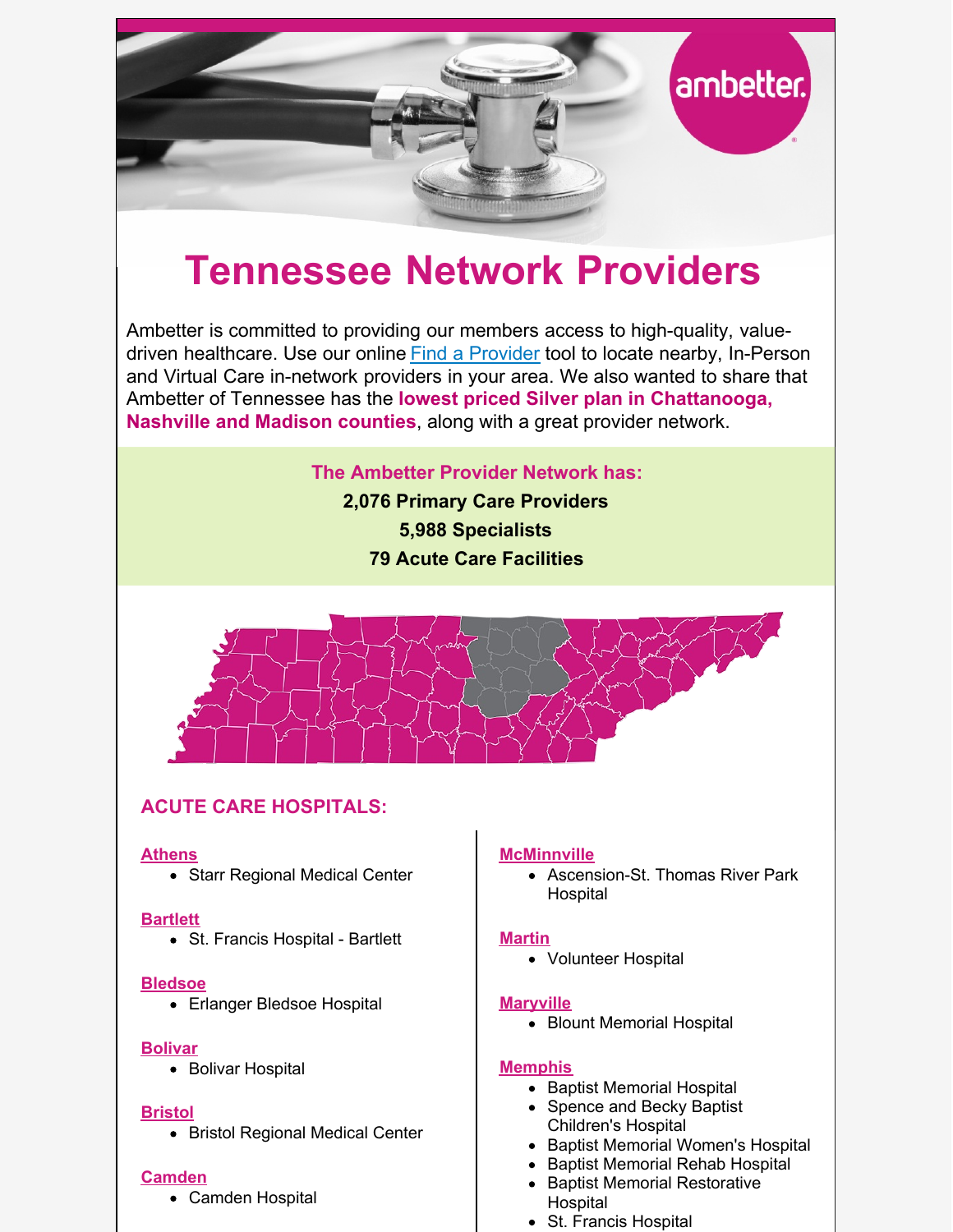# Tennessee Network Providers

Ambetter is committed to providing our members access to high-quality, value-driven healthcare. Use our online [Find a Provider](#) tool to locate nearby, In-Person and Virtual Care in-network providers in your area. We also wanted to share that Ambetter of Tennessee has the **lowest priced Silver plan in Chattanooga, Nashville and Madison counties**, along with a great provider network.

**The Ambetter Provider Network has:**

**2,076 Primary Care Providers**

**5,988 Specialists**

**79 Acute Care Facilities**

## ACUTE CARE HOSPITALS:

**Athens**
- Starr Regional Medical Center

**Bartlett**
- St. Francis Hospital - Bartlett

**Bledsoe**
- Erlanger Bledsoe Hospital

**Bolivar**
- Bolivar Hospital

**Bristol**
- Bristol Regional Medical Center

**Camden**
- Camden Hospital

**McMinnville**
- Ascension-St. Thomas River Park Hospital

**Martin**
- Volunteer Hospital

**Maryville**
- Blount Memorial Hospital

**Memphis**
- Baptist Memorial Hospital
- Spence and Becky Baptist Children's Hospital
- Baptist Memorial Women's Hospital
- Baptist Memorial Rehab Hospital
- Baptist Memorial Restorative Hospital
- St. Francis Hospital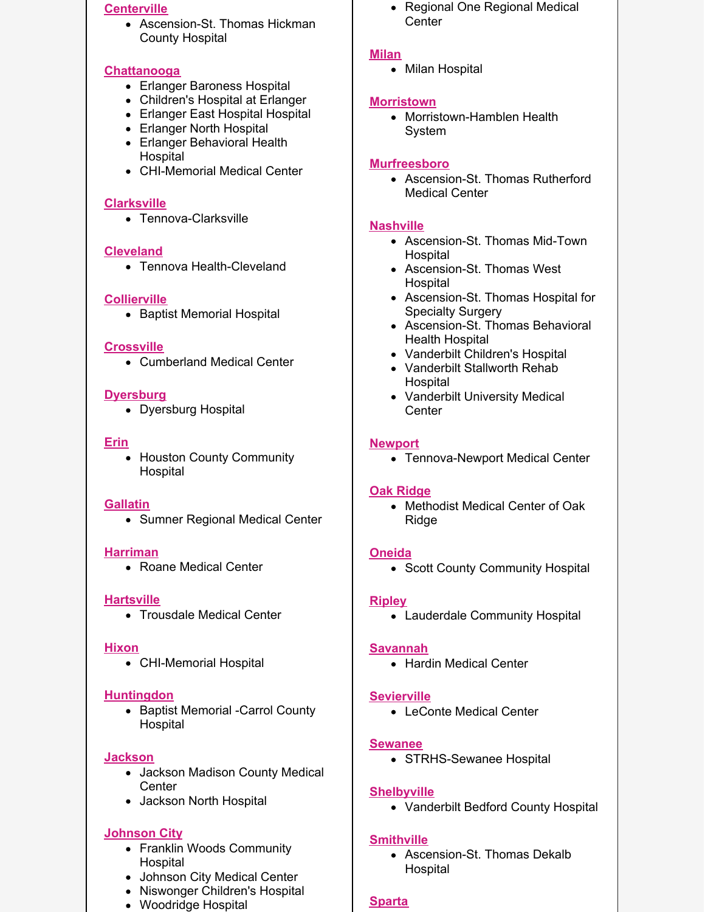**Centerville**
- Ascension-St. Thomas Hickman County Hospital

**Chattanooga**
- Erlanger Baroness Hospital
- Children's Hospital at Erlanger
- Erlanger East Hospital Hospital
- Erlanger North Hospital
- Erlanger Behavioral Health Hospital
- CHI-Memorial Medical Center

**Clarksville**
- Tennova-Clarksville

**Cleveland**
- Tennova Health-Cleveland

**Collierville**
- Baptist Memorial Hospital

**Crossville**
- Cumberland Medical Center

**Dyersburg**
- Dyersburg Hospital

**Erin**
- Houston County Community Hospital

**Gallatin**
- Sumner Regional Medical Center

**Harriman**
- Roane Medical Center

**Hartsville**
- Trousdale Medical Center

**Hixon**
- CHI-Memorial Hospital

**Huntingdon**
- Baptist Memorial -Carrol County Hospital

**Jackson**
- Jackson Madison County Medical Center
- Jackson North Hospital

**Johnson City**
- Franklin Woods Community Hospital
- Johnson City Medical Center
- Niswonger Children's Hospital
- Woodridge Hospital

- Regional One Regional Medical Center

**Milan**
- Milan Hospital

**Morristown**
- Morristown-Hamblen Health System

**Murfreesboro**
- Ascension-St. Thomas Rutherford Medical Center

**Nashville**
- Ascension-St. Thomas Mid-Town Hospital
- Ascension-St. Thomas West Hospital
- Ascension-St. Thomas Hospital for Specialty Surgery
- Ascension-St. Thomas Behavioral Health Hospital
- Vanderbilt Children's Hospital
- Vanderbilt Stallworth Rehab Hospital
- Vanderbilt University Medical Center

**Newport**
- Tennova-Newport Medical Center

**Oak Ridge**
- Methodist Medical Center of Oak Ridge

**Oneida**
- Scott County Community Hospital

**Ripley**
- Lauderdale Community Hospital

**Savannah**
- Hardin Medical Center

**Sevierville**
- LeConte Medical Center

**Sewanee**
- STRHS-Sewanee Hospital

**Shelbyville**
- Vanderbilt Bedford County Hospital

**Smithville**
- Ascension-St. Thomas Dekalb Hospital

**Sparta**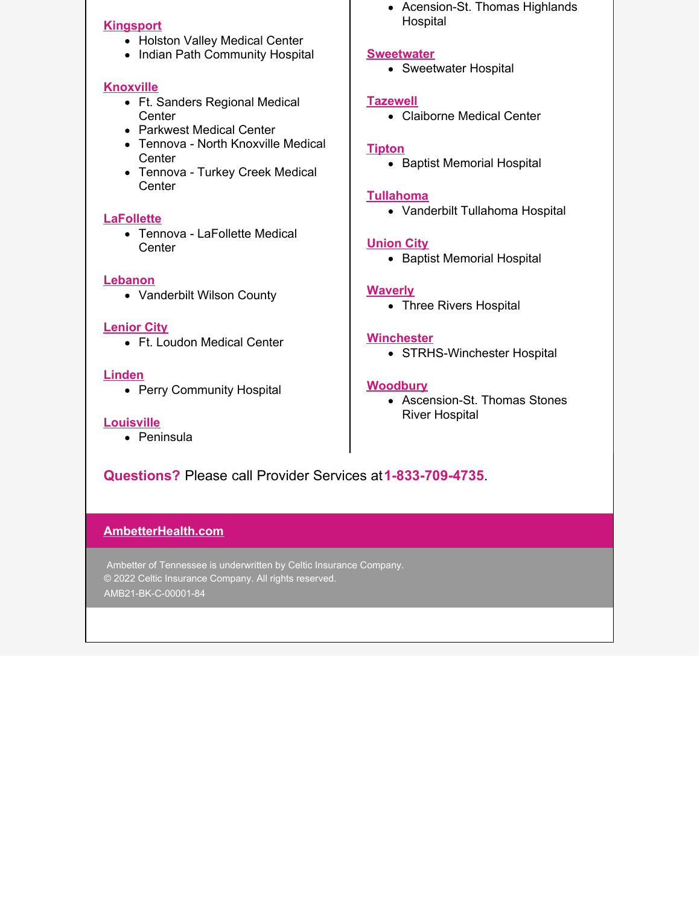**Kingsport**

- Holston Valley Medical Center
- Indian Path Community Hospital

**Knoxville**

- Ft. Sanders Regional Medical Center
- Parkwest Medical Center
- Tennova - North Knoxville Medical Center
- Tennova - Turkey Creek Medical Center

**LaFollette**

- Tennova - LaFollette Medical Center

**Lebanon**

- Vanderbilt Wilson County

**Lenior City**

- Ft. Loudon Medical Center

**Linden**

- Perry Community Hospital

**Louisville**

- Peninsula

- Acension-St. Thomas Highlands Hospital

**Sweetwater**

- Sweetwater Hospital

**Tazewell**

- Claiborne Medical Center

**Tipton**

- Baptist Memorial Hospital

**Tullahoma**

- Vanderbilt Tullahoma Hospital

**Union City**

- Baptist Memorial Hospital

**Waverly**

- Three Rivers Hospital

**Winchester**

- STRHS-Winchester Hospital

**Woodbury**

- Ascension-St. Thomas Stones River Hospital

**Questions?** Please call Provider Services at **1-833-709-4735**.

**AmbetterHealth.com**

Ambetter of Tennessee is underwritten by Celtic Insurance Company.
© 2022 Celtic Insurance Company. All rights reserved.
AMB21-BK-C-00001-84